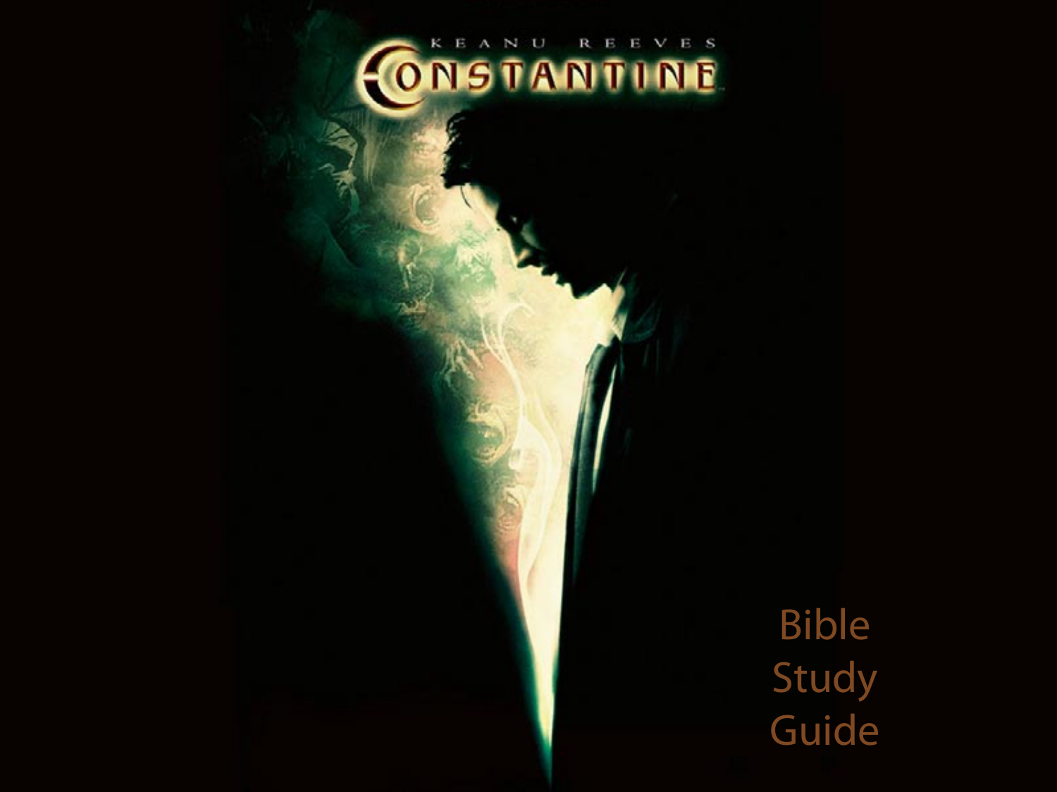KEANU REEVES

# CONSTANTINE

Bible Study Guide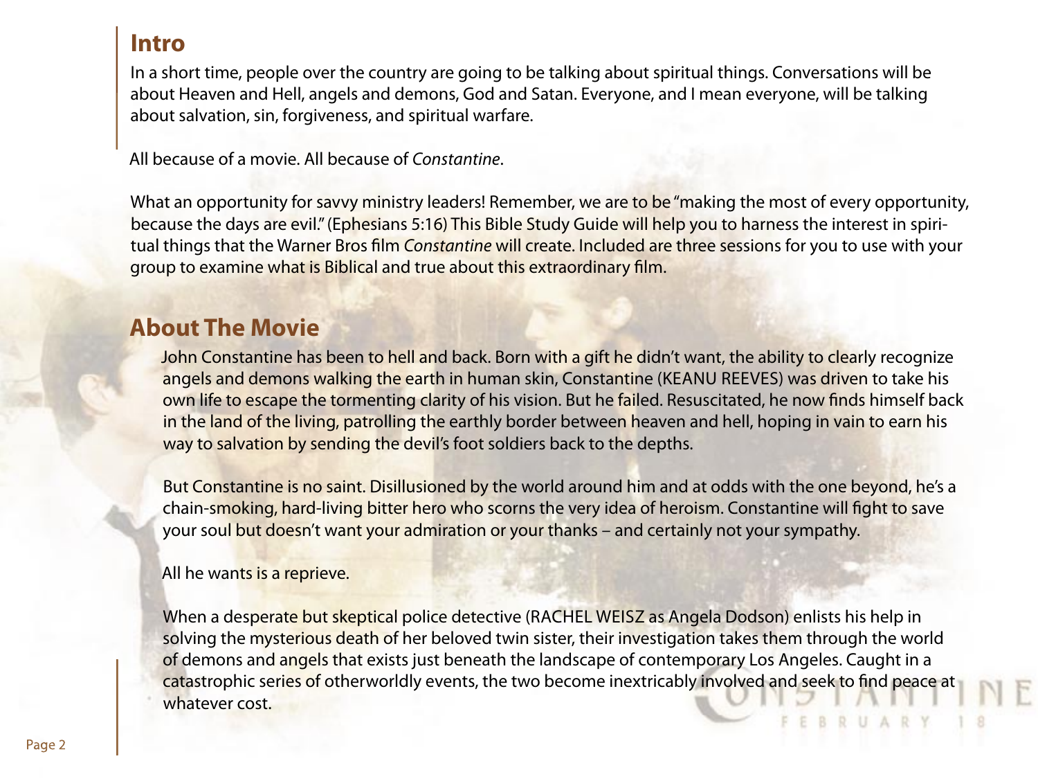## Intro

In a short time, people over the country are going to be talking about spiritual things. Conversations will be about Heaven and Hell, angels and demons, God and Satan. Everyone, and I mean everyone, will be talking about salvation, sin, forgiveness, and spiritual warfare.

All because of a movie. All because of *Constantine*.

What an opportunity for savvy ministry leaders! Remember, we are to be "making the most of every opportunity, because the days are evil." (Ephesians 5:16) This Bible Study Guide will help you to harness the interest in spiritual things that the Warner Bros film *Constantine* will create. Included are three sessions for you to use with your group to examine what is Biblical and true about this extraordinary film.

## About The Movie

John Constantine has been to hell and back. Born with a gift he didn't want, the ability to clearly recognize angels and demons walking the earth in human skin, Constantine (KEANU REEVES) was driven to take his own life to escape the tormenting clarity of his vision. But he failed. Resuscitated, he now finds himself back in the land of the living, patrolling the earthly border between heaven and hell, hoping in vain to earn his way to salvation by sending the devil's foot soldiers back to the depths.

But Constantine is no saint. Disillusioned by the world around him and at odds with the one beyond, he's a chain-smoking, hard-living bitter hero who scorns the very idea of heroism. Constantine will fight to save your soul but doesn't want your admiration or your thanks – and certainly not your sympathy.

All he wants is a reprieve.

When a desperate but skeptical police detective (RACHEL WEISZ as Angela Dodson) enlists his help in solving the mysterious death of her beloved twin sister, their investigation takes them through the world of demons and angels that exists just beneath the landscape of contemporary Los Angeles. Caught in a catastrophic series of otherworldly events, the two become inextricably involved and seek to find peace at whatever cost.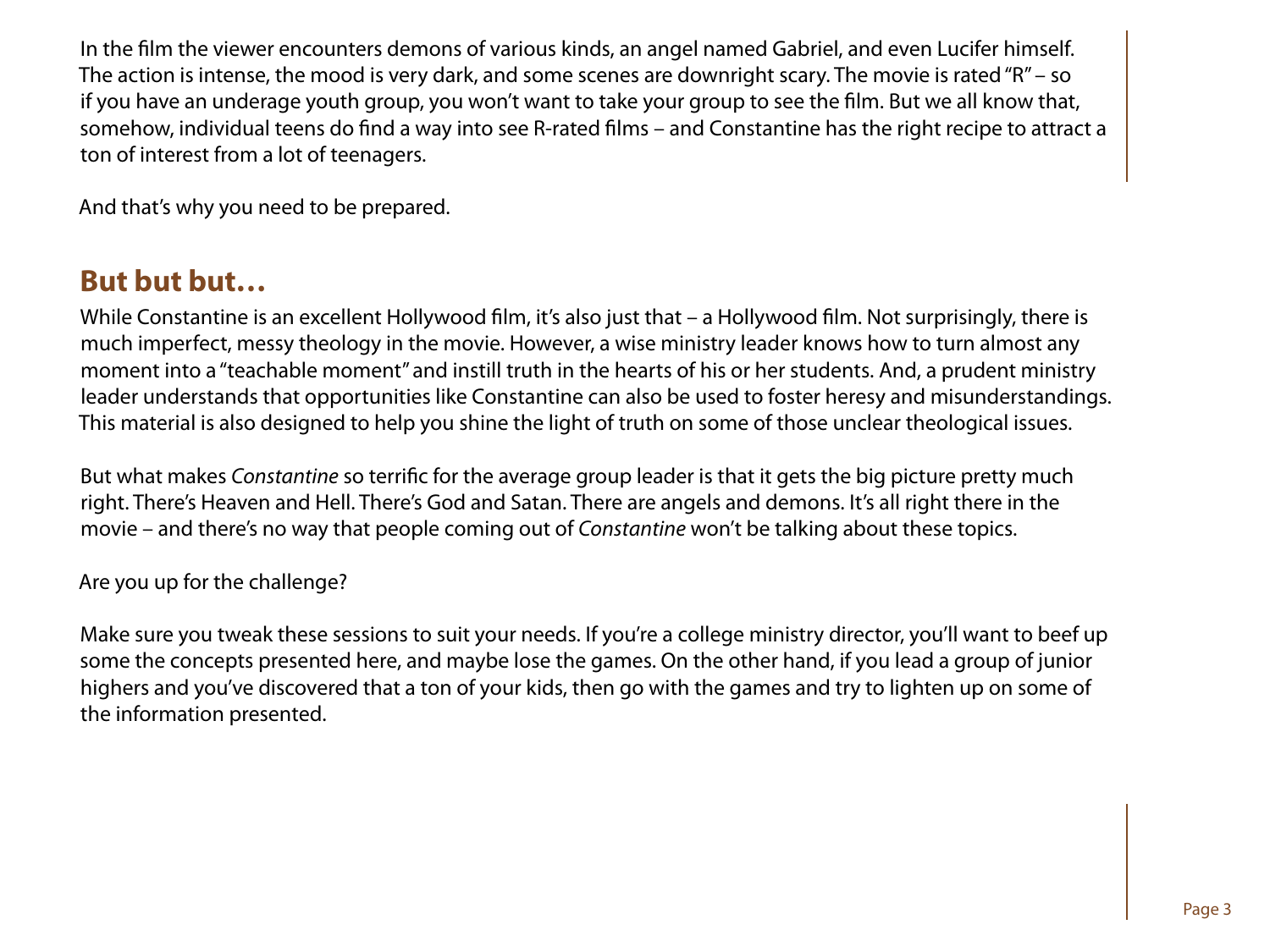In the film the viewer encounters demons of various kinds, an angel named Gabriel, and even Lucifer himself. The action is intense, the mood is very dark, and some scenes are downright scary. The movie is rated "R" – so if you have an underage youth group, you won't want to take your group to see the film. But we all know that, somehow, individual teens do find a way into see R-rated films – and Constantine has the right recipe to attract a ton of interest from a lot of teenagers.

And that's why you need to be prepared.

## But but but…

While Constantine is an excellent Hollywood film, it's also just that – a Hollywood film. Not surprisingly, there is much imperfect, messy theology in the movie. However, a wise ministry leader knows how to turn almost any moment into a "teachable moment" and instill truth in the hearts of his or her students. And, a prudent ministry leader understands that opportunities like Constantine can also be used to foster heresy and misunderstandings. This material is also designed to help you shine the light of truth on some of those unclear theological issues.

But what makes *Constantine* so terrific for the average group leader is that it gets the big picture pretty much right. There's Heaven and Hell. There's God and Satan. There are angels and demons. It's all right there in the movie – and there's no way that people coming out of *Constantine* won't be talking about these topics.

Are you up for the challenge?

Make sure you tweak these sessions to suit your needs. If you're a college ministry director, you'll want to beef up some the concepts presented here, and maybe lose the games. On the other hand, if you lead a group of junior highers and you've discovered that a ton of your kids, then go with the games and try to lighten up on some of the information presented.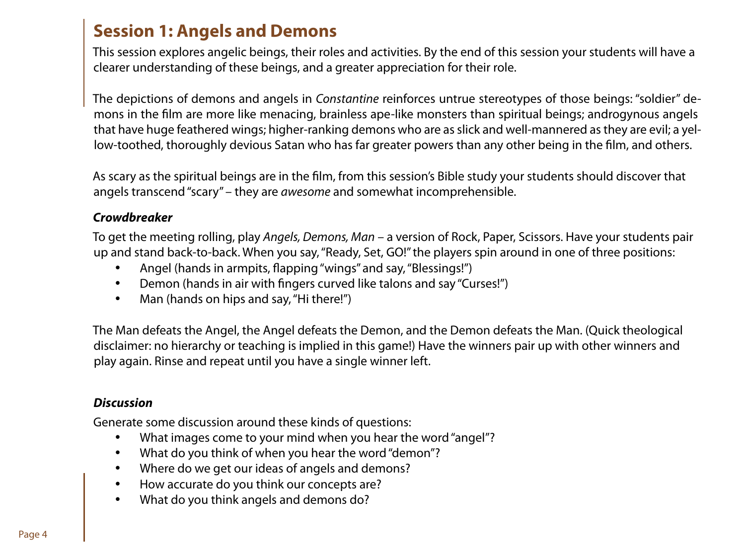## Session 1: Angels and Demons

This session explores angelic beings, their roles and activities. By the end of this session your students will have a clearer understanding of these beings, and a greater appreciation for their role.

The depictions of demons and angels in *Constantine* reinforces untrue stereotypes of those beings: "soldier" demons in the film are more like menacing, brainless ape-like monsters than spiritual beings; androgynous angels that have huge feathered wings; higher-ranking demons who are as slick and well-mannered as they are evil; a yellow-toothed, thoroughly devious Satan who has far greater powers than any other being in the film, and others.

As scary as the spiritual beings are in the film, from this session's Bible study your students should discover that angels transcend "scary" – they are *awesome* and somewhat incomprehensible.

### *Crowdbreaker*

To get the meeting rolling, play *Angels, Demons, Man* – a version of Rock, Paper, Scissors. Have your students pair up and stand back-to-back. When you say, "Ready, Set, GO!" the players spin around in one of three positions:

- Angel (hands in armpits, flapping "wings" and say, "Blessings!")
- Demon (hands in air with fingers curved like talons and say "Curses!")
- Man (hands on hips and say, "Hi there!")

The Man defeats the Angel, the Angel defeats the Demon, and the Demon defeats the Man. (Quick theological disclaimer: no hierarchy or teaching is implied in this game!) Have the winners pair up with other winners and play again. Rinse and repeat until you have a single winner left.

### *Discussion*

Generate some discussion around these kinds of questions:

- What images come to your mind when you hear the word "angel"?
- What do you think of when you hear the word "demon"?
- Where do we get our ideas of angels and demons?
- How accurate do you think our concepts are?
- What do you think angels and demons do?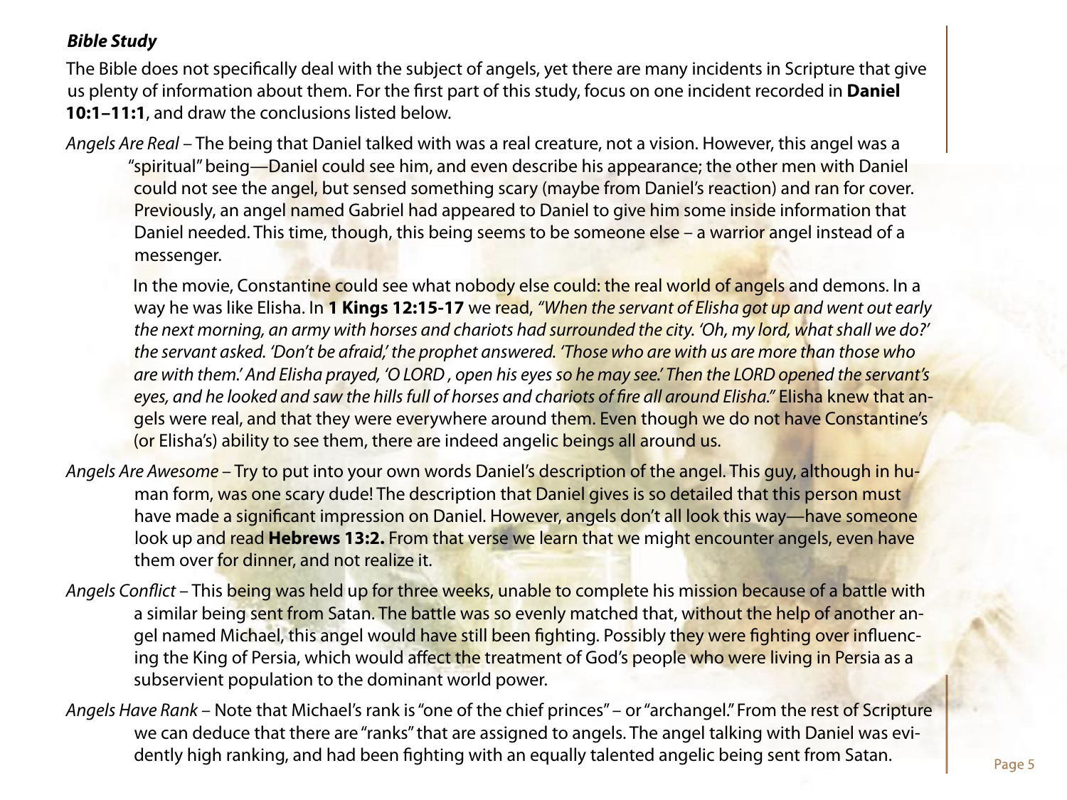***Bible Study***

The Bible does not specifically deal with the subject of angels, yet there are many incidents in Scripture that give us plenty of information about them. For the first part of this study, focus on one incident recorded in **Daniel 10:1–11:1**, and draw the conclusions listed below.

*Angels Are Real* – The being that Daniel talked with was a real creature, not a vision. However, this angel was a "spiritual" being—Daniel could see him, and even describe his appearance; the other men with Daniel could not see the angel, but sensed something scary (maybe from Daniel's reaction) and ran for cover. Previously, an angel named Gabriel had appeared to Daniel to give him some inside information that Daniel needed. This time, though, this being seems to be someone else – a warrior angel instead of a messenger.

In the movie, Constantine could see what nobody else could: the real world of angels and demons. In a way he was like Elisha. In **1 Kings 12:15-17** we read, *"When the servant of Elisha got up and went out early the next morning, an army with horses and chariots had surrounded the city. 'Oh, my lord, what shall we do?' the servant asked. 'Don't be afraid,' the prophet answered. 'Those who are with us are more than those who are with them.' And Elisha prayed, 'O LORD , open his eyes so he may see.' Then the LORD opened the servant's eyes, and he looked and saw the hills full of horses and chariots of fire all around Elisha."* Elisha knew that angels were real, and that they were everywhere around them. Even though we do not have Constantine's (or Elisha's) ability to see them, there are indeed angelic beings all around us.

*Angels Are Awesome* – Try to put into your own words Daniel's description of the angel. This guy, although in human form, was one scary dude! The description that Daniel gives is so detailed that this person must have made a significant impression on Daniel. However, angels don't all look this way—have someone look up and read **Hebrews 13:2.** From that verse we learn that we might encounter angels, even have them over for dinner, and not realize it.

*Angels Conflict* – This being was held up for three weeks, unable to complete his mission because of a battle with a similar being sent from Satan. The battle was so evenly matched that, without the help of another angel named Michael, this angel would have still been fighting. Possibly they were fighting over influencing the King of Persia, which would affect the treatment of God's people who were living in Persia as a subservient population to the dominant world power.

*Angels Have Rank* – Note that Michael's rank is "one of the chief princes" – or "archangel." From the rest of Scripture we can deduce that there are "ranks" that are assigned to angels. The angel talking with Daniel was evidently high ranking, and had been fighting with an equally talented angelic being sent from Satan.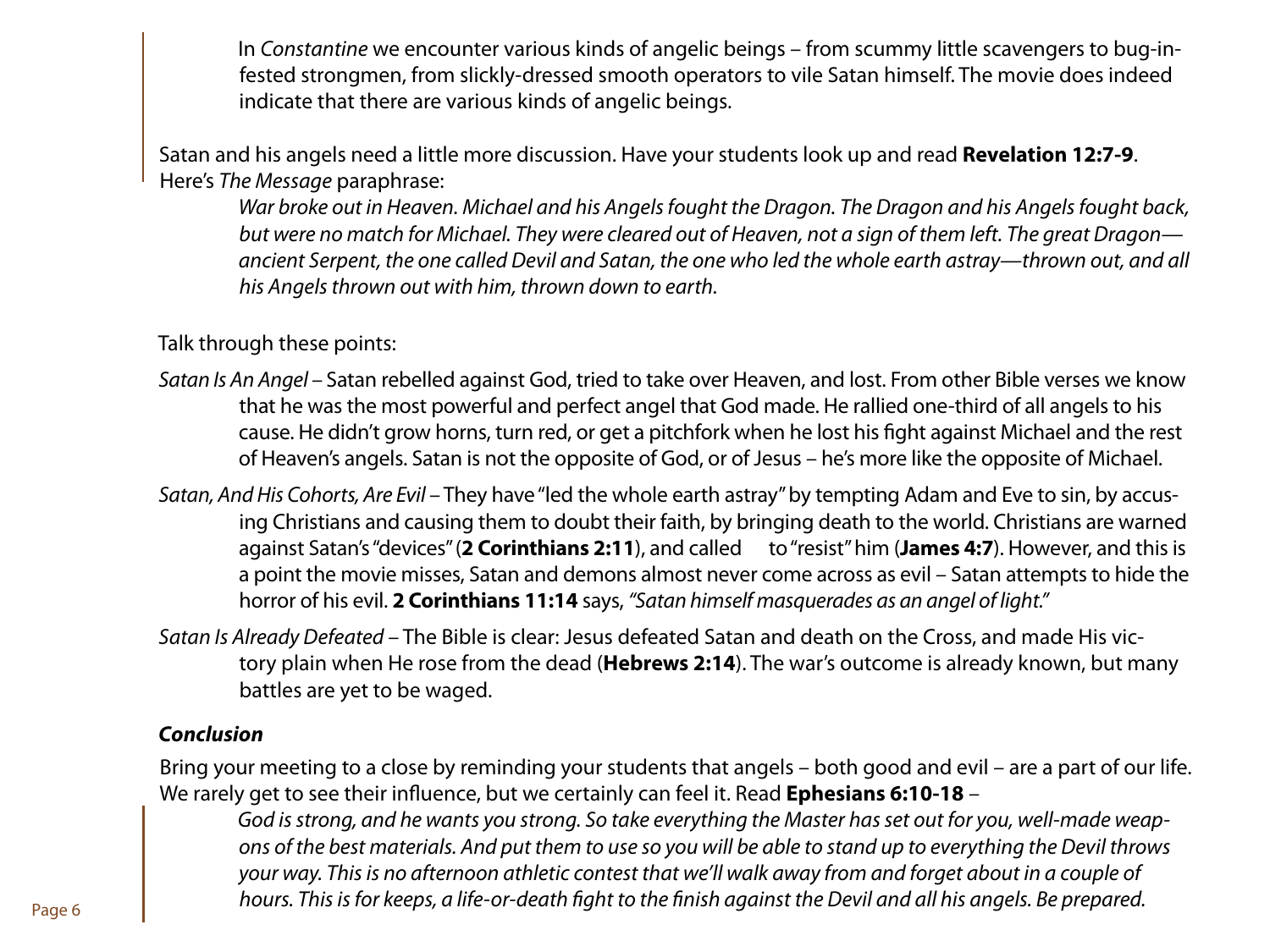In *Constantine* we encounter various kinds of angelic beings – from scummy little scavengers to bug-infested strongmen, from slickly-dressed smooth operators to vile Satan himself. The movie does indeed indicate that there are various kinds of angelic beings.

Satan and his angels need a little more discussion. Have your students look up and read **Revelation 12:7-9**. Here's *The Message* paraphrase:

> *War broke out in Heaven. Michael and his Angels fought the Dragon. The Dragon and his Angels fought back, but were no match for Michael. They were cleared out of Heaven, not a sign of them left. The great Dragon—ancient Serpent, the one called Devil and Satan, the one who led the whole earth astray—thrown out, and all his Angels thrown out with him, thrown down to earth.*

Talk through these points:

*Satan Is An Angel* – Satan rebelled against God, tried to take over Heaven, and lost. From other Bible verses we know that he was the most powerful and perfect angel that God made. He rallied one-third of all angels to his cause. He didn't grow horns, turn red, or get a pitchfork when he lost his fight against Michael and the rest of Heaven's angels. Satan is not the opposite of God, or of Jesus – he's more like the opposite of Michael.

*Satan, And His Cohorts, Are Evil* – They have "led the whole earth astray" by tempting Adam and Eve to sin, by accusing Christians and causing them to doubt their faith, by bringing death to the world. Christians are warned against Satan's "devices" (**2 Corinthians 2:11**), and called to "resist" him (**James 4:7**). However, and this is a point the movie misses, Satan and demons almost never come across as evil – Satan attempts to hide the horror of his evil. **2 Corinthians 11:14** says, *"Satan himself masquerades as an angel of light."*

*Satan Is Already Defeated* – The Bible is clear: Jesus defeated Satan and death on the Cross, and made His victory plain when He rose from the dead (**Hebrews 2:14**). The war's outcome is already known, but many battles are yet to be waged.

***Conclusion***

Bring your meeting to a close by reminding your students that angels – both good and evil – are a part of our life. We rarely get to see their influence, but we certainly can feel it. Read **Ephesians 6:10-18** –

> *God is strong, and he wants you strong. So take everything the Master has set out for you, well-made weapons of the best materials. And put them to use so you will be able to stand up to everything the Devil throws your way. This is no afternoon athletic contest that we'll walk away from and forget about in a couple of hours. This is for keeps, a life-or-death fight to the finish against the Devil and all his angels. Be prepared.*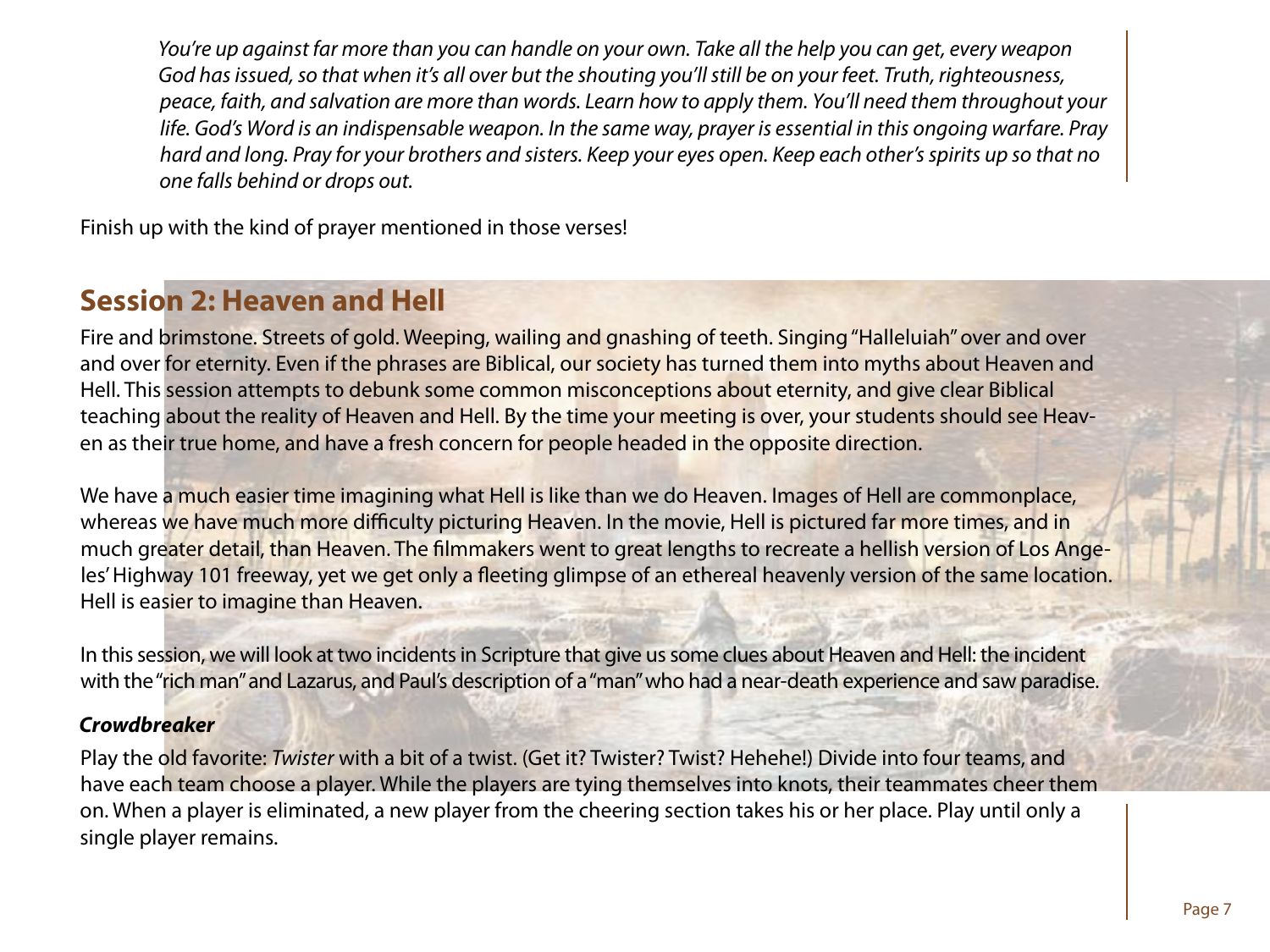*You're up against far more than you can handle on your own. Take all the help you can get, every weapon God has issued, so that when it's all over but the shouting you'll still be on your feet. Truth, righteousness, peace, faith, and salvation are more than words. Learn how to apply them. You'll need them throughout your life. God's Word is an indispensable weapon. In the same way, prayer is essential in this ongoing warfare. Pray hard and long. Pray for your brothers and sisters. Keep your eyes open. Keep each other's spirits up so that no one falls behind or drops out.*

Finish up with the kind of prayer mentioned in those verses!

## Session 2: Heaven and Hell

Fire and brimstone. Streets of gold. Weeping, wailing and gnashing of teeth. Singing "Halleluiah" over and over and over for eternity. Even if the phrases are Biblical, our society has turned them into myths about Heaven and Hell. This session attempts to debunk some common misconceptions about eternity, and give clear Biblical teaching about the reality of Heaven and Hell. By the time your meeting is over, your students should see Heaven as their true home, and have a fresh concern for people headed in the opposite direction.

We have a much easier time imagining what Hell is like than we do Heaven. Images of Hell are commonplace, whereas we have much more difficulty picturing Heaven. In the movie, Hell is pictured far more times, and in much greater detail, than Heaven. The filmmakers went to great lengths to recreate a hellish version of Los Angeles' Highway 101 freeway, yet we get only a fleeting glimpse of an ethereal heavenly version of the same location. Hell is easier to imagine than Heaven.

In this session, we will look at two incidents in Scripture that give us some clues about Heaven and Hell: the incident with the "rich man" and Lazarus, and Paul's description of a "man" who had a near-death experience and saw paradise.

### *Crowdbreaker*

Play the old favorite: *Twister* with a bit of a twist. (Get it? Twister? Twist? Hehehe!) Divide into four teams, and have each team choose a player. While the players are tying themselves into knots, their teammates cheer them on. When a player is eliminated, a new player from the cheering section takes his or her place. Play until only a single player remains.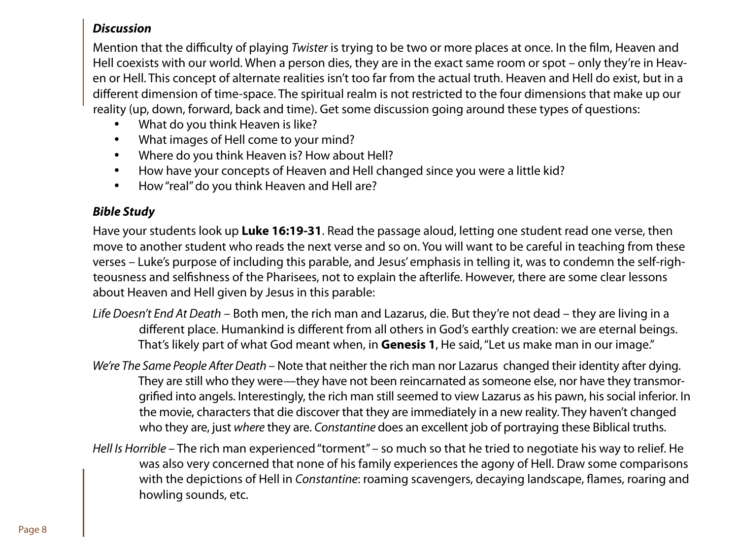***Discussion***

Mention that the difficulty of playing *Twister* is trying to be two or more places at once. In the film, Heaven and Hell coexists with our world. When a person dies, they are in the exact same room or spot – only they're in Heaven or Hell. This concept of alternate realities isn't too far from the actual truth. Heaven and Hell do exist, but in a different dimension of time-space. The spiritual realm is not restricted to the four dimensions that make up our reality (up, down, forward, back and time). Get some discussion going around these types of questions:

- What do you think Heaven is like?
- What images of Hell come to your mind?
- Where do you think Heaven is? How about Hell?
- How have your concepts of Heaven and Hell changed since you were a little kid?
- How "real" do you think Heaven and Hell are?

***Bible Study***

Have your students look up **Luke 16:19-31**. Read the passage aloud, letting one student read one verse, then move to another student who reads the next verse and so on. You will want to be careful in teaching from these verses – Luke's purpose of including this parable, and Jesus' emphasis in telling it, was to condemn the self-righteousness and selfishness of the Pharisees, not to explain the afterlife. However, there are some clear lessons about Heaven and Hell given by Jesus in this parable:

*Life Doesn't End At Death* – Both men, the rich man and Lazarus, die. But they're not dead – they are living in a different place. Humankind is different from all others in God's earthly creation: we are eternal beings. That's likely part of what God meant when, in **Genesis 1**, He said, "Let us make man in our image."

*We're The Same People After Death* – Note that neither the rich man nor Lazarus changed their identity after dying. They are still who they were—they have not been reincarnated as someone else, nor have they transmorgrified into angels. Interestingly, the rich man still seemed to view Lazarus as his pawn, his social inferior. In the movie, characters that die discover that they are immediately in a new reality. They haven't changed who they are, just *where* they are. *Constantine* does an excellent job of portraying these Biblical truths.

*Hell Is Horrible* – The rich man experienced "torment" – so much so that he tried to negotiate his way to relief. He was also very concerned that none of his family experiences the agony of Hell. Draw some comparisons with the depictions of Hell in *Constantine*: roaming scavengers, decaying landscape, flames, roaring and howling sounds, etc.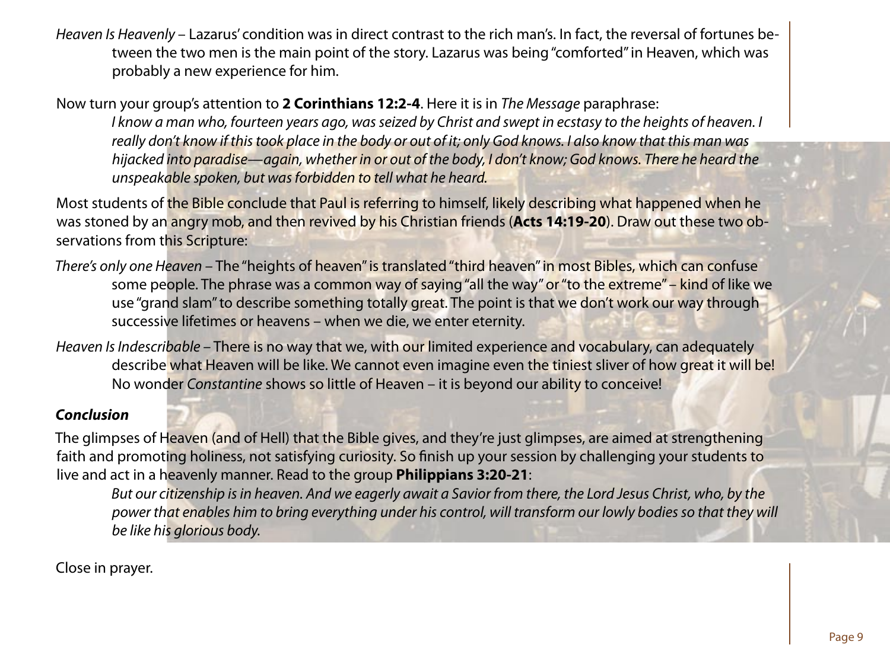*Heaven Is Heavenly* – Lazarus' condition was in direct contrast to the rich man's. In fact, the reversal of fortunes between the two men is the main point of the story. Lazarus was being "comforted" in Heaven, which was probably a new experience for him.

Now turn your group's attention to **2 Corinthians 12:2-4**. Here it is in *The Message* paraphrase:

> *I know a man who, fourteen years ago, was seized by Christ and swept in ecstasy to the heights of heaven. I really don't know if this took place in the body or out of it; only God knows. I also know that this man was hijacked into paradise—again, whether in or out of the body, I don't know; God knows. There he heard the unspeakable spoken, but was forbidden to tell what he heard.*

Most students of the Bible conclude that Paul is referring to himself, likely describing what happened when he was stoned by an angry mob, and then revived by his Christian friends (**Acts 14:19-20**). Draw out these two observations from this Scripture:

*There's only one Heaven* – The "heights of heaven" is translated "third heaven" in most Bibles, which can confuse some people. The phrase was a common way of saying "all the way" or "to the extreme" – kind of like we use "grand slam" to describe something totally great. The point is that we don't work our way through successive lifetimes or heavens – when we die, we enter eternity.

*Heaven Is Indescribable* – There is no way that we, with our limited experience and vocabulary, can adequately describe what Heaven will be like. We cannot even imagine even the tiniest sliver of how great it will be! No wonder *Constantine* shows so little of Heaven – it is beyond our ability to conceive!

***Conclusion***

The glimpses of Heaven (and of Hell) that the Bible gives, and they're just glimpses, are aimed at strengthening faith and promoting holiness, not satisfying curiosity. So finish up your session by challenging your students to live and act in a heavenly manner. Read to the group **Philippians 3:20-21**:

> *But our citizenship is in heaven. And we eagerly await a Savior from there, the Lord Jesus Christ, who, by the power that enables him to bring everything under his control, will transform our lowly bodies so that they will be like his glorious body.*

Close in prayer.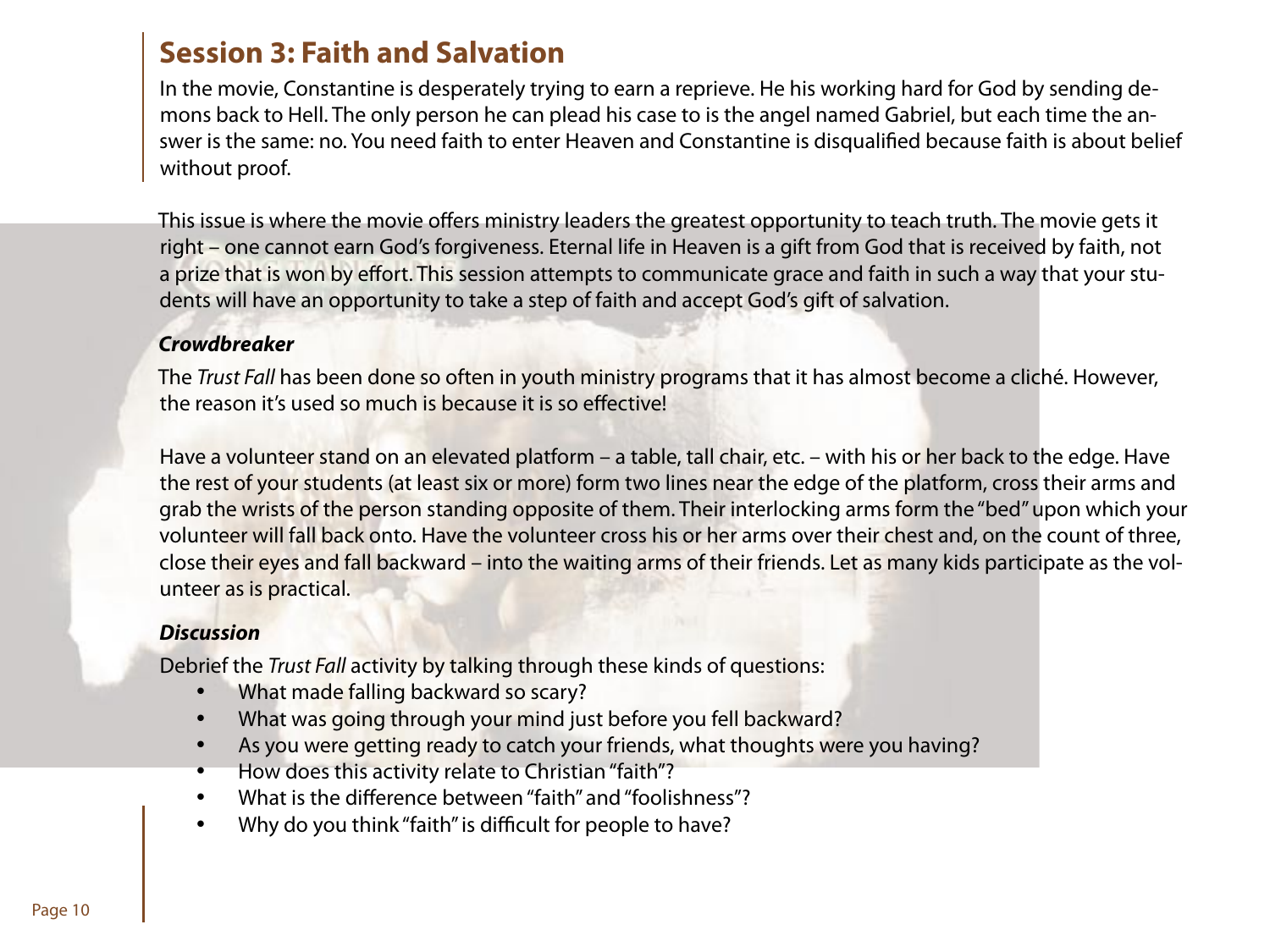## Session 3: Faith and Salvation

In the movie, Constantine is desperately trying to earn a reprieve. He his working hard for God by sending demons back to Hell. The only person he can plead his case to is the angel named Gabriel, but each time the answer is the same: no. You need faith to enter Heaven and Constantine is disqualified because faith is about belief without proof.

This issue is where the movie offers ministry leaders the greatest opportunity to teach truth. The movie gets it right – one cannot earn God's forgiveness. Eternal life in Heaven is a gift from God that is received by faith, not a prize that is won by effort. This session attempts to communicate grace and faith in such a way that your students will have an opportunity to take a step of faith and accept God's gift of salvation.

***Crowdbreaker***

The *Trust Fall* has been done so often in youth ministry programs that it has almost become a cliché. However, the reason it's used so much is because it is so effective!

Have a volunteer stand on an elevated platform – a table, tall chair, etc. – with his or her back to the edge. Have the rest of your students (at least six or more) form two lines near the edge of the platform, cross their arms and grab the wrists of the person standing opposite of them. Their interlocking arms form the "bed" upon which your volunteer will fall back onto. Have the volunteer cross his or her arms over their chest and, on the count of three, close their eyes and fall backward – into the waiting arms of their friends. Let as many kids participate as the volunteer as is practical.

***Discussion***

Debrief the *Trust Fall* activity by talking through these kinds of questions:

- What made falling backward so scary?
- What was going through your mind just before you fell backward?
- As you were getting ready to catch your friends, what thoughts were you having?
- How does this activity relate to Christian "faith"?
- What is the difference between "faith" and "foolishness"?
- Why do you think "faith" is difficult for people to have?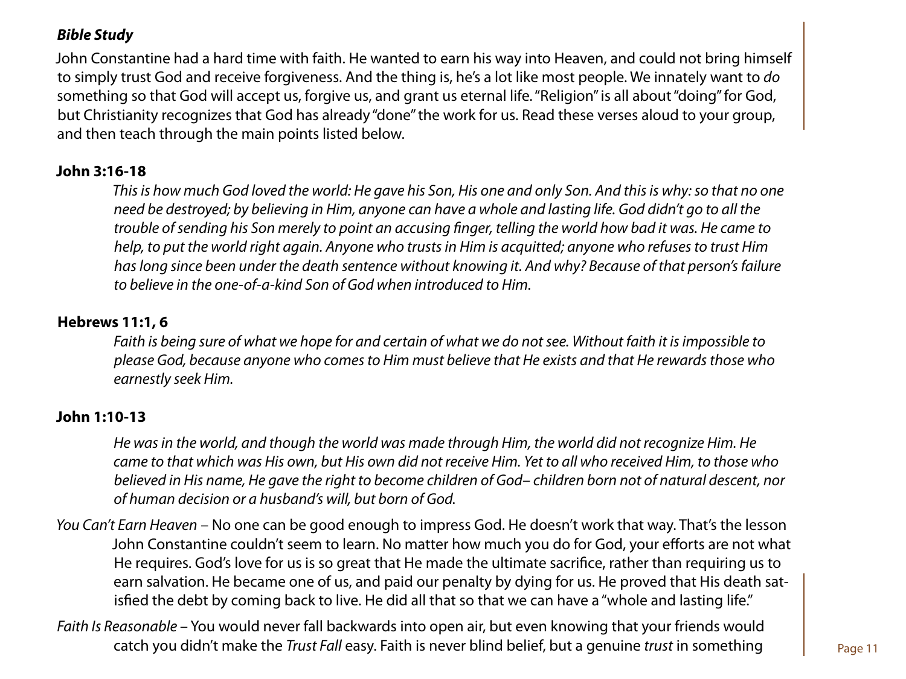***Bible Study***

John Constantine had a hard time with faith. He wanted to earn his way into Heaven, and could not bring himself to simply trust God and receive forgiveness. And the thing is, he's a lot like most people. We innately want to *do* something so that God will accept us, forgive us, and grant us eternal life. "Religion" is all about "doing" for God, but Christianity recognizes that God has already "done" the work for us. Read these verses aloud to your group, and then teach through the main points listed below.

**John 3:16-18**

*This is how much God loved the world: He gave his Son, His one and only Son. And this is why: so that no one need be destroyed; by believing in Him, anyone can have a whole and lasting life. God didn't go to all the trouble of sending his Son merely to point an accusing finger, telling the world how bad it was. He came to help, to put the world right again. Anyone who trusts in Him is acquitted; anyone who refuses to trust Him has long since been under the death sentence without knowing it. And why? Because of that person's failure to believe in the one-of-a-kind Son of God when introduced to Him.*

**Hebrews 11:1, 6**

*Faith is being sure of what we hope for and certain of what we do not see. Without faith it is impossible to please God, because anyone who comes to Him must believe that He exists and that He rewards those who earnestly seek Him.*

**John 1:10-13**

*He was in the world, and though the world was made through Him, the world did not recognize Him. He came to that which was His own, but His own did not receive Him. Yet to all who received Him, to those who believed in His name, He gave the right to become children of God– children born not of natural descent, nor of human decision or a husband's will, but born of God.*

*You Can't Earn Heaven* – No one can be good enough to impress God. He doesn't work that way. That's the lesson John Constantine couldn't seem to learn. No matter how much you do for God, your efforts are not what He requires. God's love for us is so great that He made the ultimate sacrifice, rather than requiring us to earn salvation. He became one of us, and paid our penalty by dying for us. He proved that His death satisfied the debt by coming back to live. He did all that so that we can have a "whole and lasting life."

*Faith Is Reasonable* – You would never fall backwards into open air, but even knowing that your friends would catch you didn't make the *Trust Fall* easy. Faith is never blind belief, but a genuine *trust* in something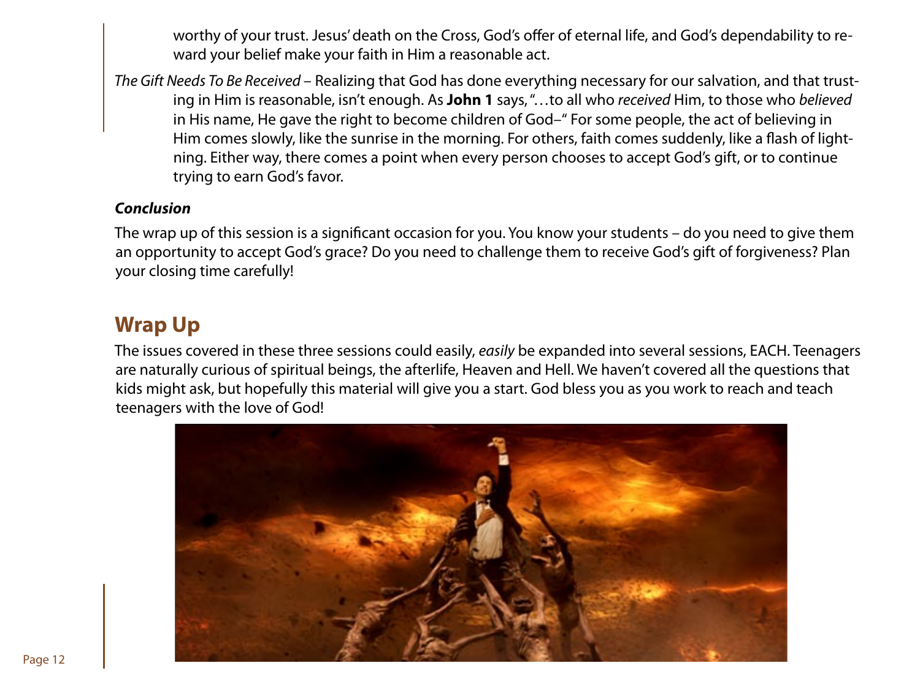worthy of your trust. Jesus' death on the Cross, God's offer of eternal life, and God's dependability to reward your belief make your faith in Him a reasonable act.

*The Gift Needs To Be Received* – Realizing that God has done everything necessary for our salvation, and that trusting in Him is reasonable, isn't enough. As **John 1** says, "…to all who *received* Him, to those who *believed* in His name, He gave the right to become children of God–" For some people, the act of believing in Him comes slowly, like the sunrise in the morning. For others, faith comes suddenly, like a flash of lightning. Either way, there comes a point when every person chooses to accept God's gift, or to continue trying to earn God's favor.

***Conclusion***

The wrap up of this session is a significant occasion for you. You know your students – do you need to give them an opportunity to accept God's grace? Do you need to challenge them to receive God's gift of forgiveness? Plan your closing time carefully!

## Wrap Up

The issues covered in these three sessions could easily, *easily* be expanded into several sessions, EACH. Teenagers are naturally curious of spiritual beings, the afterlife, Heaven and Hell. We haven't covered all the questions that kids might ask, but hopefully this material will give you a start. God bless you as you work to reach and teach teenagers with the love of God!